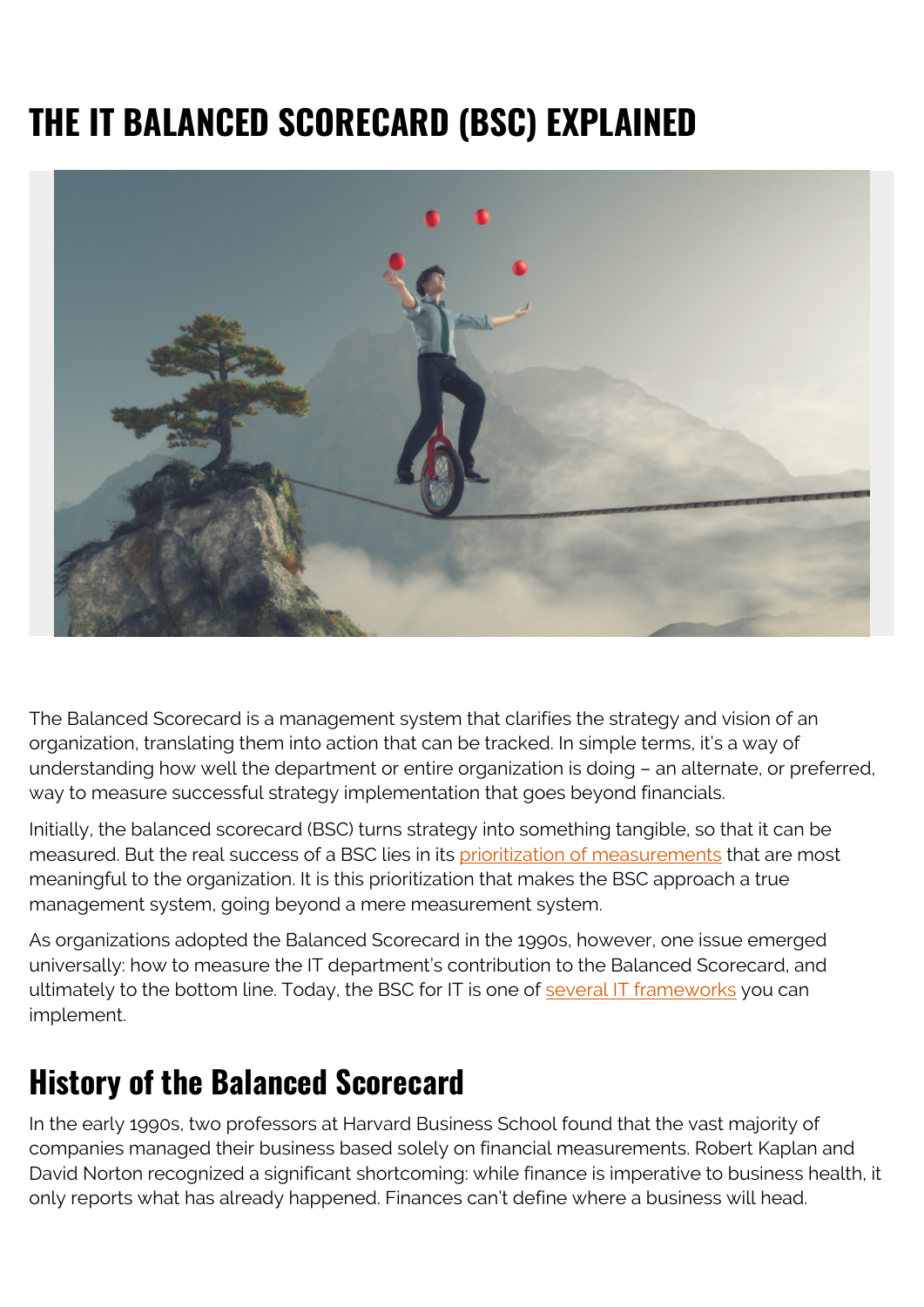# THE IT BALANCED SCORECARD (BSC) EXPLAINED

The Balanced Scorecard is a management system that clarifies the strategy and vision of an organization, translating them into action that can be tracked. In simple terms, it's a way of understanding how well the department or entire organization is doing – an alternate, or preferred, way to measure successful strategy implementation that goes beyond financials.

Initially, the balanced scorecard (BSC) turns strategy into something tangible, so that it can be measured. But the real success of a BSC lies in its prioritization of measurements that are most meaningful to the organization. It is this prioritization that makes the BSC approach a true management system, going beyond a mere measurement system.

As organizations adopted the Balanced Scorecard in the 1990s, however, one issue emerged universally: how to measure the IT department's contribution to the Balanced Scorecard, and ultimately to the bottom line. Today, the BSC for IT is one of several IT frameworks you can implement.

## History of the Balanced Scorecard

In the early 1990s, two professors at Harvard Business School found that the vast majority of companies managed their business based solely on financial measurements. Robert Kaplan and David Norton recognized a significant shortcoming: while finance is imperative to business health, it only reports what has already happened. Finances can't define where a business will head.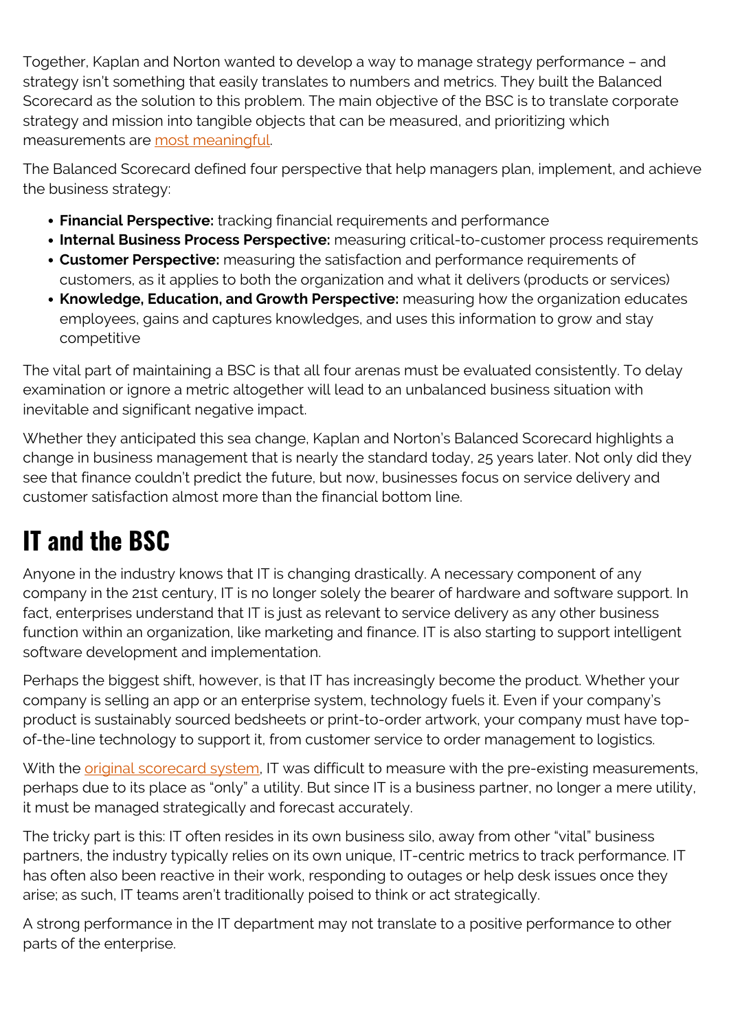Together, Kaplan and Norton wanted to develop a way to manage strategy performance – and strategy isn't something that easily translates to numbers and metrics. They built the Balanced Scorecard as the solution to this problem. The main objective of the BSC is to translate corporate strategy and mission into tangible objects that can be measured, and prioritizing which measurements are most meaningful.

The Balanced Scorecard defined four perspective that help managers plan, implement, and achieve the business strategy:

- **Financial Perspective:** tracking financial requirements and performance
- **Internal Business Process Perspective:** measuring critical-to-customer process requirements
- **Customer Perspective:** measuring the satisfaction and performance requirements of customers, as it applies to both the organization and what it delivers (products or services)
- **Knowledge, Education, and Growth Perspective:** measuring how the organization educates employees, gains and captures knowledges, and uses this information to grow and stay competitive

The vital part of maintaining a BSC is that all four arenas must be evaluated consistently. To delay examination or ignore a metric altogether will lead to an unbalanced business situation with inevitable and significant negative impact.

Whether they anticipated this sea change, Kaplan and Norton's Balanced Scorecard highlights a change in business management that is nearly the standard today, 25 years later. Not only did they see that finance couldn't predict the future, but now, businesses focus on service delivery and customer satisfaction almost more than the financial bottom line.

## IT and the BSC

Anyone in the industry knows that IT is changing drastically. A necessary component of any company in the 21st century, IT is no longer solely the bearer of hardware and software support. In fact, enterprises understand that IT is just as relevant to service delivery as any other business function within an organization, like marketing and finance. IT is also starting to support intelligent software development and implementation.

Perhaps the biggest shift, however, is that IT has increasingly become the product. Whether your company is selling an app or an enterprise system, technology fuels it. Even if your company's product is sustainably sourced bedsheets or print-to-order artwork, your company must have top-of-the-line technology to support it, from customer service to order management to logistics.

With the original scorecard system, IT was difficult to measure with the pre-existing measurements, perhaps due to its place as "only" a utility. But since IT is a business partner, no longer a mere utility, it must be managed strategically and forecast accurately.

The tricky part is this: IT often resides in its own business silo, away from other "vital" business partners, the industry typically relies on its own unique, IT-centric metrics to track performance. IT has often also been reactive in their work, responding to outages or help desk issues once they arise; as such, IT teams aren't traditionally poised to think or act strategically.

A strong performance in the IT department may not translate to a positive performance to other parts of the enterprise.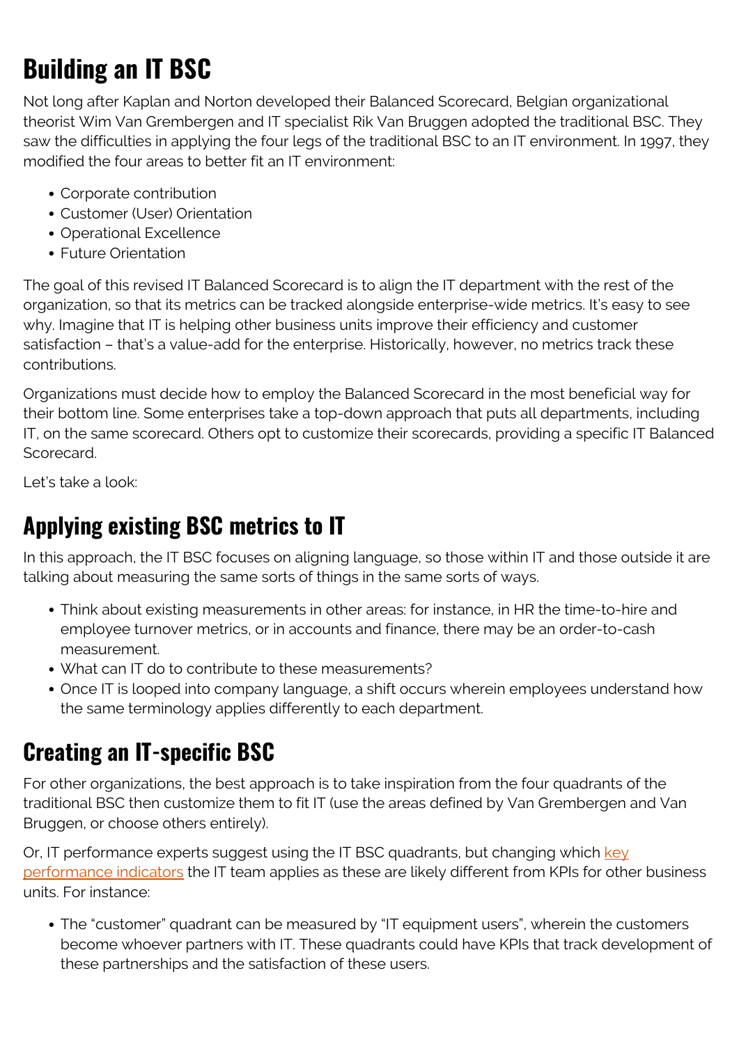## Building an IT BSC

Not long after Kaplan and Norton developed their Balanced Scorecard, Belgian organizational theorist Wim Van Grembergen and IT specialist Rik Van Bruggen adopted the traditional BSC. They saw the difficulties in applying the four legs of the traditional BSC to an IT environment. In 1997, they modified the four areas to better fit an IT environment:

- Corporate contribution
- Customer (User) Orientation
- Operational Excellence
- Future Orientation

The goal of this revised IT Balanced Scorecard is to align the IT department with the rest of the organization, so that its metrics can be tracked alongside enterprise-wide metrics. It's easy to see why. Imagine that IT is helping other business units improve their efficiency and customer satisfaction – that's a value-add for the enterprise. Historically, however, no metrics track these contributions.

Organizations must decide how to employ the Balanced Scorecard in the most beneficial way for their bottom line. Some enterprises take a top-down approach that puts all departments, including IT, on the same scorecard. Others opt to customize their scorecards, providing a specific IT Balanced Scorecard.

Let's take a look:

## Applying existing BSC metrics to IT

In this approach, the IT BSC focuses on aligning language, so those within IT and those outside it are talking about measuring the same sorts of things in the same sorts of ways.

- Think about existing measurements in other areas: for instance, in HR the time-to-hire and employee turnover metrics, or in accounts and finance, there may be an order-to-cash measurement.
- What can IT do to contribute to these measurements?
- Once IT is looped into company language, a shift occurs wherein employees understand how the same terminology applies differently to each department.

## Creating an IT-specific BSC

For other organizations, the best approach is to take inspiration from the four quadrants of the traditional BSC then customize them to fit IT (use the areas defined by Van Grembergen and Van Bruggen, or choose others entirely).

Or, IT performance experts suggest using the IT BSC quadrants, but changing which key performance indicators the IT team applies as these are likely different from KPIs for other business units. For instance:

- The "customer" quadrant can be measured by "IT equipment users", wherein the customers become whoever partners with IT. These quadrants could have KPIs that track development of these partnerships and the satisfaction of these users.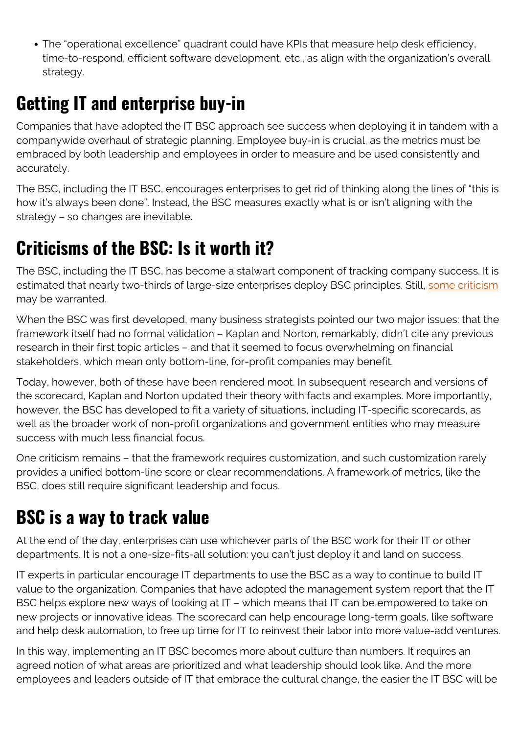- The "operational excellence" quadrant could have KPIs that measure help desk efficiency, time-to-respond, efficient software development, etc., as align with the organization's overall strategy.

## Getting IT and enterprise buy-in

Companies that have adopted the IT BSC approach see success when deploying it in tandem with a companywide overhaul of strategic planning. Employee buy-in is crucial, as the metrics must be embraced by both leadership and employees in order to measure and be used consistently and accurately.

The BSC, including the IT BSC, encourages enterprises to get rid of thinking along the lines of "this is how it's always been done". Instead, the BSC measures exactly what is or isn't aligning with the strategy – so changes are inevitable.

## Criticisms of the BSC: Is it worth it?

The BSC, including the IT BSC, has become a stalwart component of tracking company success. It is estimated that nearly two-thirds of large-size enterprises deploy BSC principles. Still, some criticism may be warranted.

When the BSC was first developed, many business strategists pointed our two major issues: that the framework itself had no formal validation – Kaplan and Norton, remarkably, didn't cite any previous research in their first topic articles – and that it seemed to focus overwhelming on financial stakeholders, which mean only bottom-line, for-profit companies may benefit.

Today, however, both of these have been rendered moot. In subsequent research and versions of the scorecard, Kaplan and Norton updated their theory with facts and examples. More importantly, however, the BSC has developed to fit a variety of situations, including IT-specific scorecards, as well as the broader work of non-profit organizations and government entities who may measure success with much less financial focus.

One criticism remains – that the framework requires customization, and such customization rarely provides a unified bottom-line score or clear recommendations. A framework of metrics, like the BSC, does still require significant leadership and focus.

## BSC is a way to track value

At the end of the day, enterprises can use whichever parts of the BSC work for their IT or other departments. It is not a one-size-fits-all solution: you can't just deploy it and land on success.

IT experts in particular encourage IT departments to use the BSC as a way to continue to build IT value to the organization. Companies that have adopted the management system report that the IT BSC helps explore new ways of looking at IT – which means that IT can be empowered to take on new projects or innovative ideas. The scorecard can help encourage long-term goals, like software and help desk automation, to free up time for IT to reinvest their labor into more value-add ventures.

In this way, implementing an IT BSC becomes more about culture than numbers. It requires an agreed notion of what areas are prioritized and what leadership should look like. And the more employees and leaders outside of IT that embrace the cultural change, the easier the IT BSC will be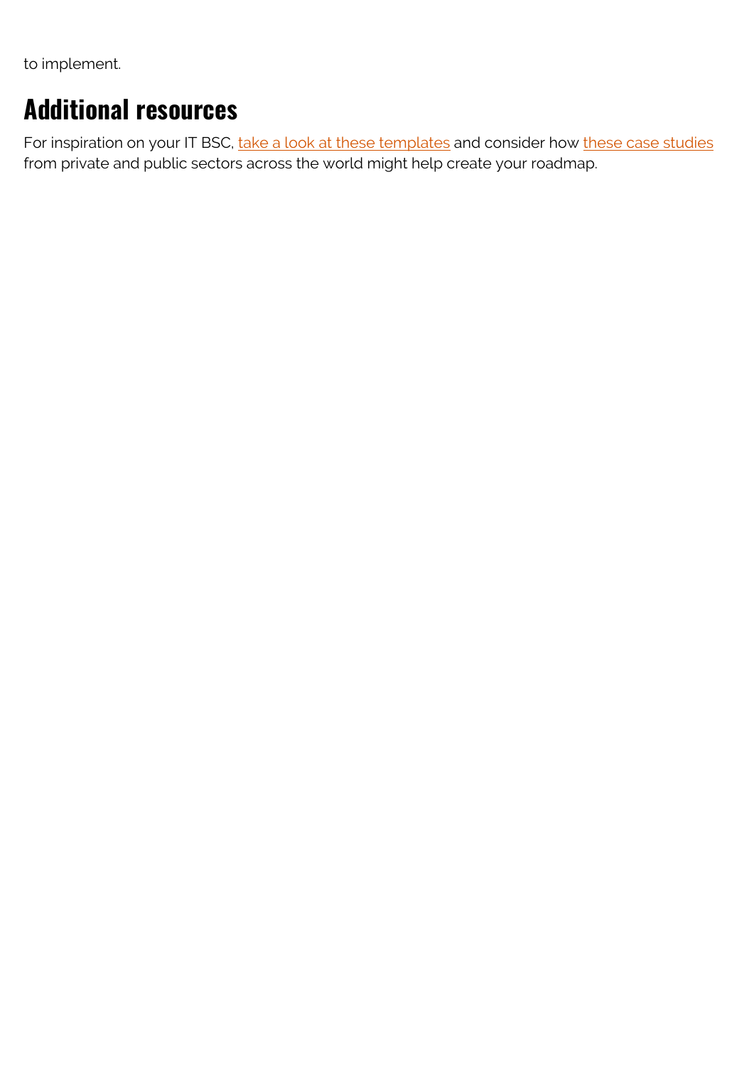to implement.

## Additional resources

For inspiration on your IT BSC, take a look at these templates and consider how these case studies from private and public sectors across the world might help create your roadmap.